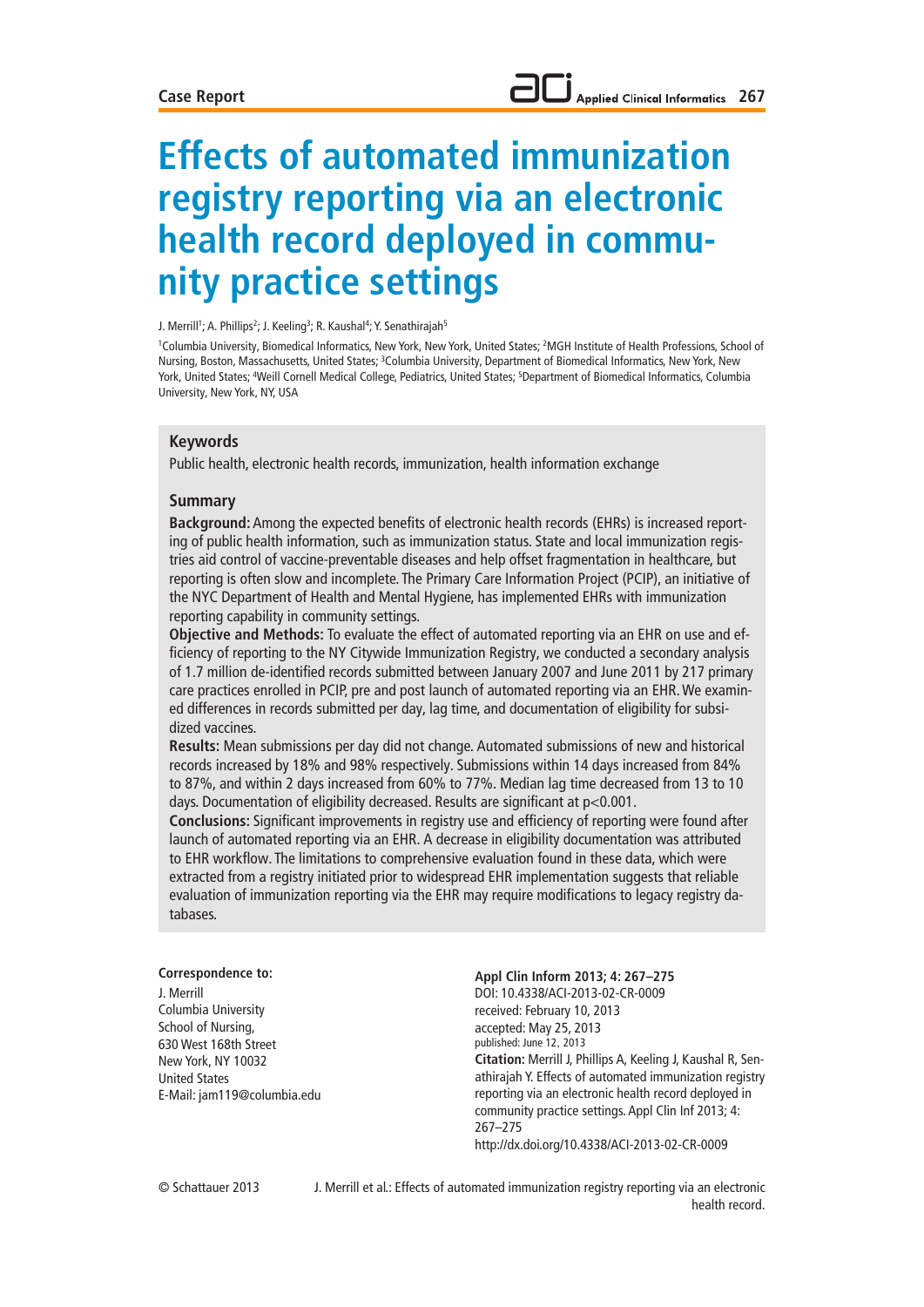Case Report

# Effects of automated immunization registry reporting via an electronic health record deployed in community practice settings

J. Merrill[1]; A. Phillips[2]; J. Keeling[3]; R. Kaushal[4]; Y. Senathirajah[5]

[1]Columbia University, Biomedical Informatics, New York, New York, United States; [2]MGH Institute of Health Professions, School of Nursing, Boston, Massachusetts, United States; [3]Columbia University, Department of Biomedical Informatics, New York, New York, United States; [4]Weill Cornell Medical College, Pediatrics, United States; [5]Department of Biomedical Informatics, Columbia University, New York, NY, USA

## Keywords

Public health, electronic health records, immunization, health information exchange

## Summary

**Background:** Among the expected benefits of electronic health records (EHRs) is increased reporting of public health information, such as immunization status. State and local immunization registries aid control of vaccine-preventable diseases and help offset fragmentation in healthcare, but reporting is often slow and incomplete. The Primary Care Information Project (PCIP), an initiative of the NYC Department of Health and Mental Hygiene, has implemented EHRs with immunization reporting capability in community settings.

**Objective and Methods:** To evaluate the effect of automated reporting via an EHR on use and efficiency of reporting to the NY Citywide Immunization Registry, we conducted a secondary analysis of 1.7 million de-identified records submitted between January 2007 and June 2011 by 217 primary care practices enrolled in PCIP, pre and post launch of automated reporting via an EHR. We examined differences in records submitted per day, lag time, and documentation of eligibility for subsidized vaccines.

**Results:** Mean submissions per day did not change. Automated submissions of new and historical records increased by 18% and 98% respectively. Submissions within 14 days increased from 84% to 87%, and within 2 days increased from 60% to 77%. Median lag time decreased from 13 to 10 days. Documentation of eligibility decreased. Results are significant at $p<0.001$.

**Conclusions:** Significant improvements in registry use and efficiency of reporting were found after launch of automated reporting via an EHR. A decrease in eligibility documentation was attributed to EHR workflow. The limitations to comprehensive evaluation found in these data, which were extracted from a registry initiated prior to widespread EHR implementation suggests that reliable evaluation of immunization reporting via the EHR may require modifications to legacy registry databases.

**Correspondence to:**
J. Merrill
Columbia University
School of Nursing,
630 West 168th Street
New York, NY 10032
United States
E-Mail: jam119@columbia.edu

**Appl Clin Inform 2013; 4: 267–275**
DOI: 10.4338/ACI-2013-02-CR-0009
received: February 10, 2013
accepted: May 25, 2013
published: June 12, 2013
**Citation:** Merrill J, Phillips A, Keeling J, Kaushal R, Senathirajah Y. Effects of automated immunization registry reporting via an electronic health record deployed in community practice settings. Appl Clin Inf 2013; 4: 267–275
http://dx.doi.org/10.4338/ACI-2013-02-CR-0009

© Schattauer 2013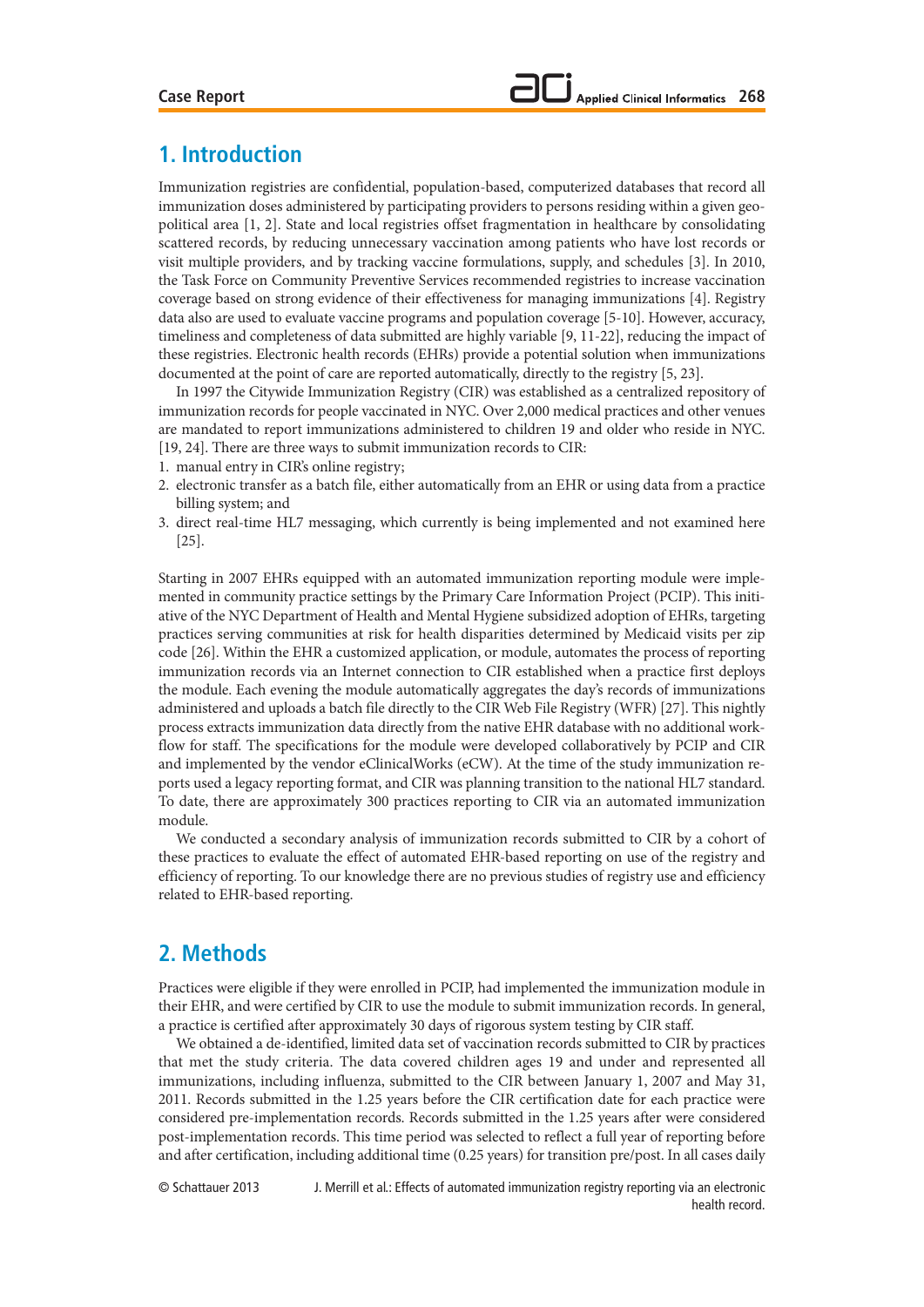## 1. Introduction

Immunization registries are confidential, population-based, computerized databases that record all immunization doses administered by participating providers to persons residing within a given geopolitical area [1, 2]. State and local registries offset fragmentation in healthcare by consolidating scattered records, by reducing unnecessary vaccination among patients who have lost records or visit multiple providers, and by tracking vaccine formulations, supply, and schedules [3]. In 2010, the Task Force on Community Preventive Services recommended registries to increase vaccination coverage based on strong evidence of their effectiveness for managing immunizations [4]. Registry data also are used to evaluate vaccine programs and population coverage [5-10]. However, accuracy, timeliness and completeness of data submitted are highly variable [9, 11-22], reducing the impact of these registries. Electronic health records (EHRs) provide a potential solution when immunizations documented at the point of care are reported automatically, directly to the registry [5, 23].

In 1997 the Citywide Immunization Registry (CIR) was established as a centralized repository of immunization records for people vaccinated in NYC. Over 2,000 medical practices and other venues are mandated to report immunizations administered to children 19 and older who reside in NYC. [19, 24]. There are three ways to submit immunization records to CIR:

1. manual entry in CIR's online registry;
2. electronic transfer as a batch file, either automatically from an EHR or using data from a practice billing system; and
3. direct real-time HL7 messaging, which currently is being implemented and not examined here [25].

Starting in 2007 EHRs equipped with an automated immunization reporting module were implemented in community practice settings by the Primary Care Information Project (PCIP). This initiative of the NYC Department of Health and Mental Hygiene subsidized adoption of EHRs, targeting practices serving communities at risk for health disparities determined by Medicaid visits per zip code [26]. Within the EHR a customized application, or module, automates the process of reporting immunization records via an Internet connection to CIR established when a practice first deploys the module. Each evening the module automatically aggregates the day's records of immunizations administered and uploads a batch file directly to the CIR Web File Registry (WFR) [27]. This nightly process extracts immunization data directly from the native EHR database with no additional workflow for staff. The specifications for the module were developed collaboratively by PCIP and CIR and implemented by the vendor eClinicalWorks (eCW). At the time of the study immunization reports used a legacy reporting format, and CIR was planning transition to the national HL7 standard. To date, there are approximately 300 practices reporting to CIR via an automated immunization module.

We conducted a secondary analysis of immunization records submitted to CIR by a cohort of these practices to evaluate the effect of automated EHR-based reporting on use of the registry and efficiency of reporting. To our knowledge there are no previous studies of registry use and efficiency related to EHR-based reporting.

## 2. Methods

Practices were eligible if they were enrolled in PCIP, had implemented the immunization module in their EHR, and were certified by CIR to use the module to submit immunization records. In general, a practice is certified after approximately 30 days of rigorous system testing by CIR staff.

We obtained a de-identified, limited data set of vaccination records submitted to CIR by practices that met the study criteria. The data covered children ages 19 and under and represented all immunizations, including influenza, submitted to the CIR between January 1, 2007 and May 31, 2011. Records submitted in the 1.25 years before the CIR certification date for each practice were considered pre-implementation records. Records submitted in the 1.25 years after were considered post-implementation records. This time period was selected to reflect a full year of reporting before and after certification, including additional time (0.25 years) for transition pre/post. In all cases daily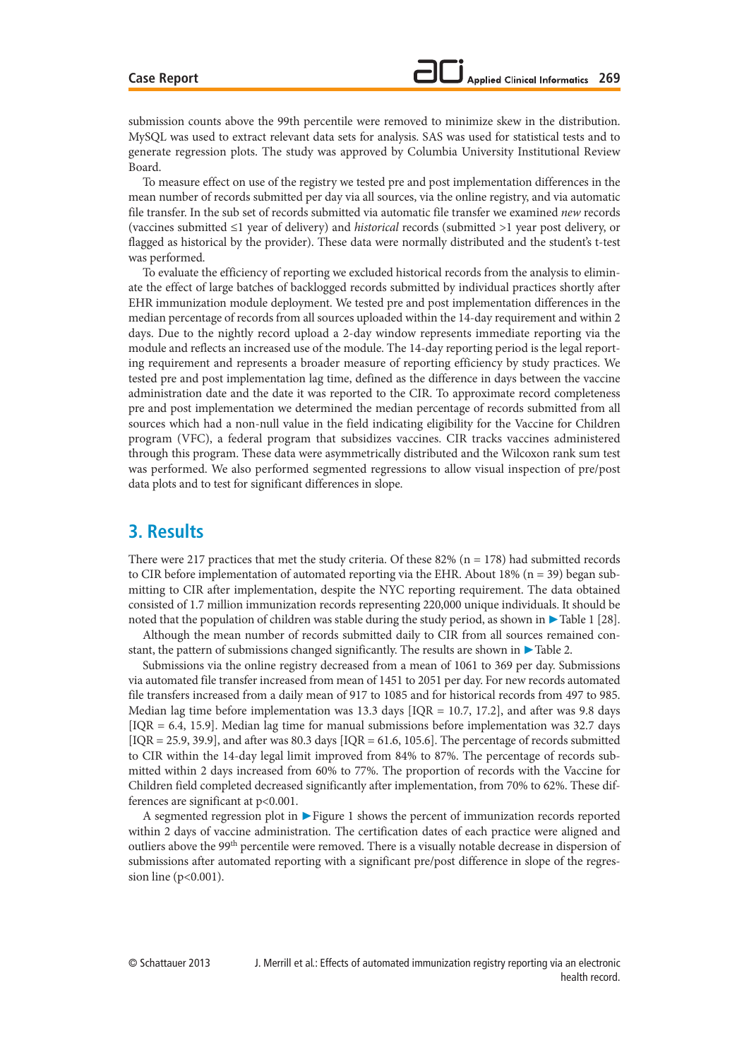submission counts above the 99th percentile were removed to minimize skew in the distribution. MySQL was used to extract relevant data sets for analysis. SAS was used for statistical tests and to generate regression plots. The study was approved by Columbia University Institutional Review Board.

To measure effect on use of the registry we tested pre and post implementation differences in the mean number of records submitted per day via all sources, via the online registry, and via automatic file transfer. In the sub set of records submitted via automatic file transfer we examined *new* records (vaccines submitted ≤1 year of delivery) and *historical* records (submitted >1 year post delivery, or flagged as historical by the provider). These data were normally distributed and the student's t-test was performed.

To evaluate the efficiency of reporting we excluded historical records from the analysis to eliminate the effect of large batches of backlogged records submitted by individual practices shortly after EHR immunization module deployment. We tested pre and post implementation differences in the median percentage of records from all sources uploaded within the 14-day requirement and within 2 days. Due to the nightly record upload a 2-day window represents immediate reporting via the module and reflects an increased use of the module. The 14-day reporting period is the legal reporting requirement and represents a broader measure of reporting efficiency by study practices. We tested pre and post implementation lag time, defined as the difference in days between the vaccine administration date and the date it was reported to the CIR. To approximate record completeness pre and post implementation we determined the median percentage of records submitted from all sources which had a non-null value in the field indicating eligibility for the Vaccine for Children program (VFC), a federal program that subsidizes vaccines. CIR tracks vaccines administered through this program. These data were asymmetrically distributed and the Wilcoxon rank sum test was performed. We also performed segmented regressions to allow visual inspection of pre/post data plots and to test for significant differences in slope.

## 3. Results

There were 217 practices that met the study criteria. Of these 82% (n = 178) had submitted records to CIR before implementation of automated reporting via the EHR. About 18% (n = 39) began submitting to CIR after implementation, despite the NYC reporting requirement. The data obtained consisted of 1.7 million immunization records representing 220,000 unique individuals. It should be noted that the population of children was stable during the study period, as shown in ▶Table 1 [28].

Although the mean number of records submitted daily to CIR from all sources remained constant, the pattern of submissions changed significantly. The results are shown in ▶Table 2.

Submissions via the online registry decreased from a mean of 1061 to 369 per day. Submissions via automated file transfer increased from mean of 1451 to 2051 per day. For new records automated file transfers increased from a daily mean of 917 to 1085 and for historical records from 497 to 985. Median lag time before implementation was 13.3 days [IQR = 10.7, 17.2], and after was 9.8 days [IQR = 6.4, 15.9]. Median lag time for manual submissions before implementation was 32.7 days [IQR = 25.9, 39.9], and after was 80.3 days [IQR = 61.6, 105.6]. The percentage of records submitted to CIR within the 14-day legal limit improved from 84% to 87%. The percentage of records submitted within 2 days increased from 60% to 77%. The proportion of records with the Vaccine for Children field completed decreased significantly after implementation, from 70% to 62%. These differences are significant at $p<0.001$.

A segmented regression plot in ▶Figure 1 shows the percent of immunization records reported within 2 days of vaccine administration. The certification dates of each practice were aligned and outliers above the 99$^{th}$ percentile were removed. There is a visually notable decrease in dispersion of submissions after automated reporting with a significant pre/post difference in slope of the regression line ($p<0.001$).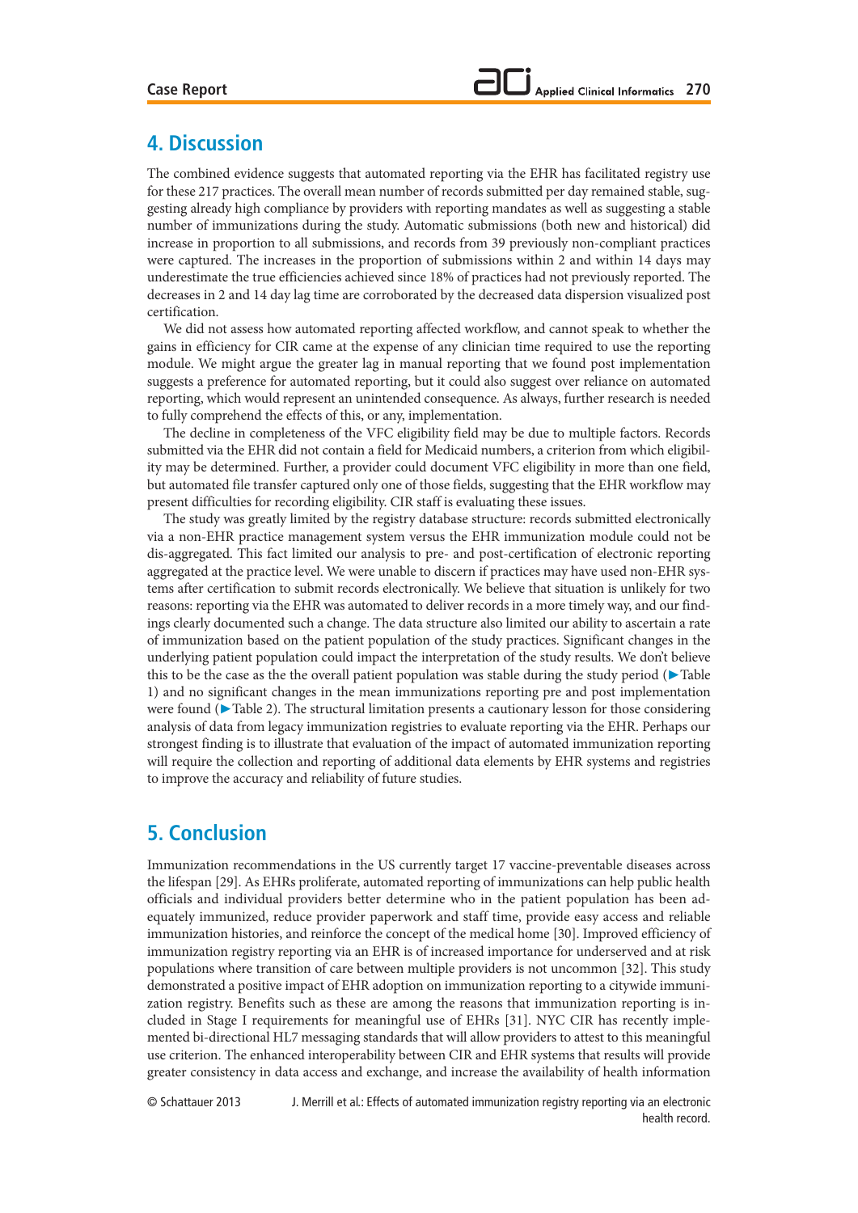## 4. Discussion

The combined evidence suggests that automated reporting via the EHR has facilitated registry use for these 217 practices. The overall mean number of records submitted per day remained stable, suggesting already high compliance by providers with reporting mandates as well as suggesting a stable number of immunizations during the study. Automatic submissions (both new and historical) did increase in proportion to all submissions, and records from 39 previously non-compliant practices were captured. The increases in the proportion of submissions within 2 and within 14 days may underestimate the true efficiencies achieved since 18% of practices had not previously reported. The decreases in 2 and 14 day lag time are corroborated by the decreased data dispersion visualized post certification.

We did not assess how automated reporting affected workflow, and cannot speak to whether the gains in efficiency for CIR came at the expense of any clinician time required to use the reporting module. We might argue the greater lag in manual reporting that we found post implementation suggests a preference for automated reporting, but it could also suggest over reliance on automated reporting, which would represent an unintended consequence. As always, further research is needed to fully comprehend the effects of this, or any, implementation.

The decline in completeness of the VFC eligibility field may be due to multiple factors. Records submitted via the EHR did not contain a field for Medicaid numbers, a criterion from which eligibility may be determined. Further, a provider could document VFC eligibility in more than one field, but automated file transfer captured only one of those fields, suggesting that the EHR workflow may present difficulties for recording eligibility. CIR staff is evaluating these issues.

The study was greatly limited by the registry database structure: records submitted electronically via a non-EHR practice management system versus the EHR immunization module could not be dis-aggregated. This fact limited our analysis to pre- and post-certification of electronic reporting aggregated at the practice level. We were unable to discern if practices may have used non-EHR systems after certification to submit records electronically. We believe that situation is unlikely for two reasons: reporting via the EHR was automated to deliver records in a more timely way, and our findings clearly documented such a change. The data structure also limited our ability to ascertain a rate of immunization based on the patient population of the study practices. Significant changes in the underlying patient population could impact the interpretation of the study results. We don't believe this to be the case as the the overall patient population was stable during the study period (►Table 1) and no significant changes in the mean immunizations reporting pre and post implementation were found (►Table 2). The structural limitation presents a cautionary lesson for those considering analysis of data from legacy immunization registries to evaluate reporting via the EHR. Perhaps our strongest finding is to illustrate that evaluation of the impact of automated immunization reporting will require the collection and reporting of additional data elements by EHR systems and registries to improve the accuracy and reliability of future studies.

## 5. Conclusion

Immunization recommendations in the US currently target 17 vaccine-preventable diseases across the lifespan [29]. As EHRs proliferate, automated reporting of immunizations can help public health officials and individual providers better determine who in the patient population has been adequately immunized, reduce provider paperwork and staff time, provide easy access and reliable immunization histories, and reinforce the concept of the medical home [30]. Improved efficiency of immunization registry reporting via an EHR is of increased importance for underserved and at risk populations where transition of care between multiple providers is not uncommon [32]. This study demonstrated a positive impact of EHR adoption on immunization reporting to a citywide immunization registry. Benefits such as these are among the reasons that immunization reporting is included in Stage I requirements for meaningful use of EHRs [31]. NYC CIR has recently implemented bi-directional HL7 messaging standards that will allow providers to attest to this meaningful use criterion. The enhanced interoperability between CIR and EHR systems that results will provide greater consistency in data access and exchange, and increase the availability of health information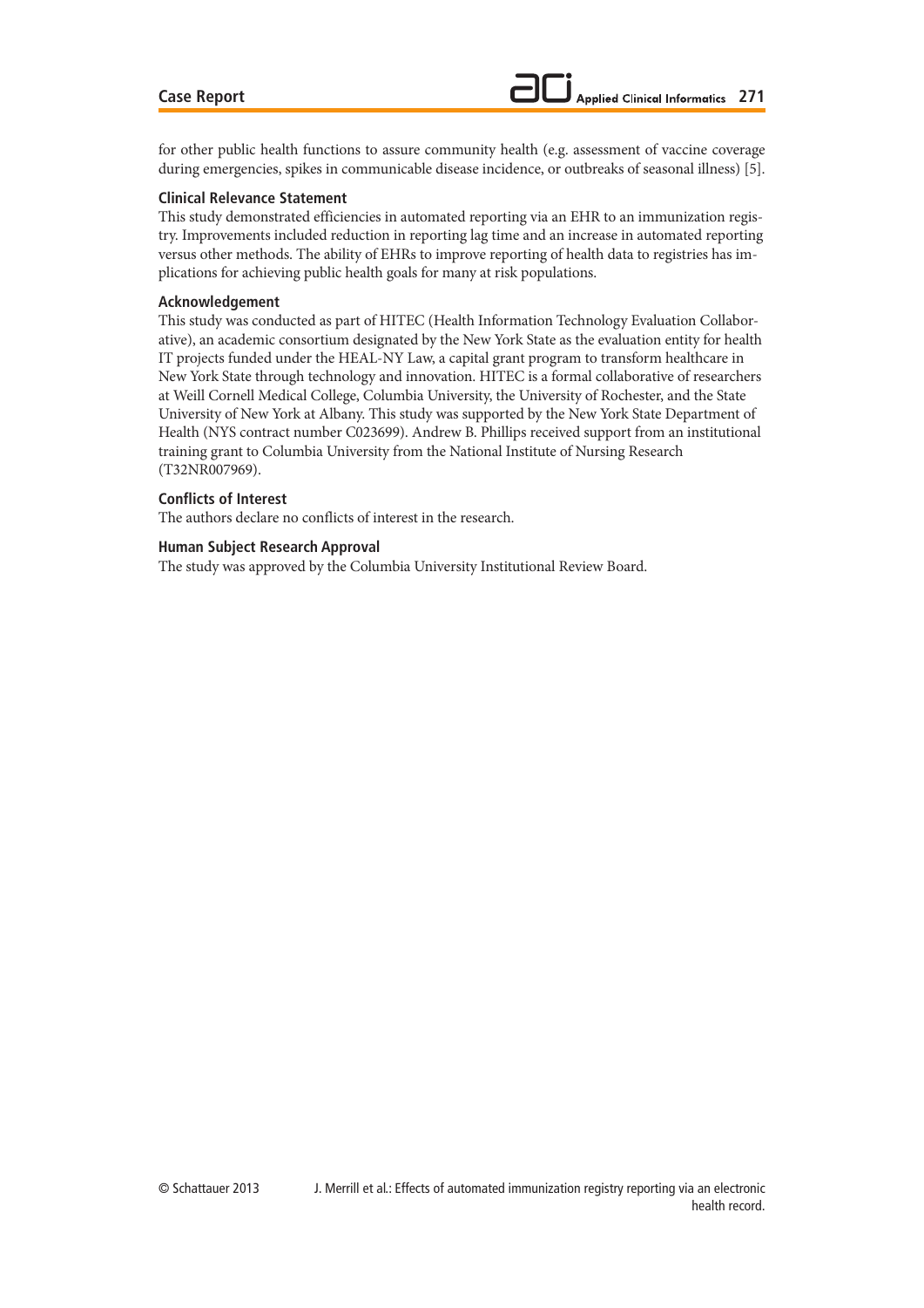for other public health functions to assure community health (e.g. assessment of vaccine coverage during emergencies, spikes in communicable disease incidence, or outbreaks of seasonal illness) [5].

### Clinical Relevance Statement

This study demonstrated efficiencies in automated reporting via an EHR to an immunization registry. Improvements included reduction in reporting lag time and an increase in automated reporting versus other methods. The ability of EHRs to improve reporting of health data to registries has implications for achieving public health goals for many at risk populations.

### Acknowledgement

This study was conducted as part of HITEC (Health Information Technology Evaluation Collaborative), an academic consortium designated by the New York State as the evaluation entity for health IT projects funded under the HEAL-NY Law, a capital grant program to transform healthcare in New York State through technology and innovation. HITEC is a formal collaborative of researchers at Weill Cornell Medical College, Columbia University, the University of Rochester, and the State University of New York at Albany. This study was supported by the New York State Department of Health (NYS contract number C023699). Andrew B. Phillips received support from an institutional training grant to Columbia University from the National Institute of Nursing Research (T32NR007969).

### Conflicts of Interest

The authors declare no conflicts of interest in the research.

### Human Subject Research Approval

The study was approved by the Columbia University Institutional Review Board.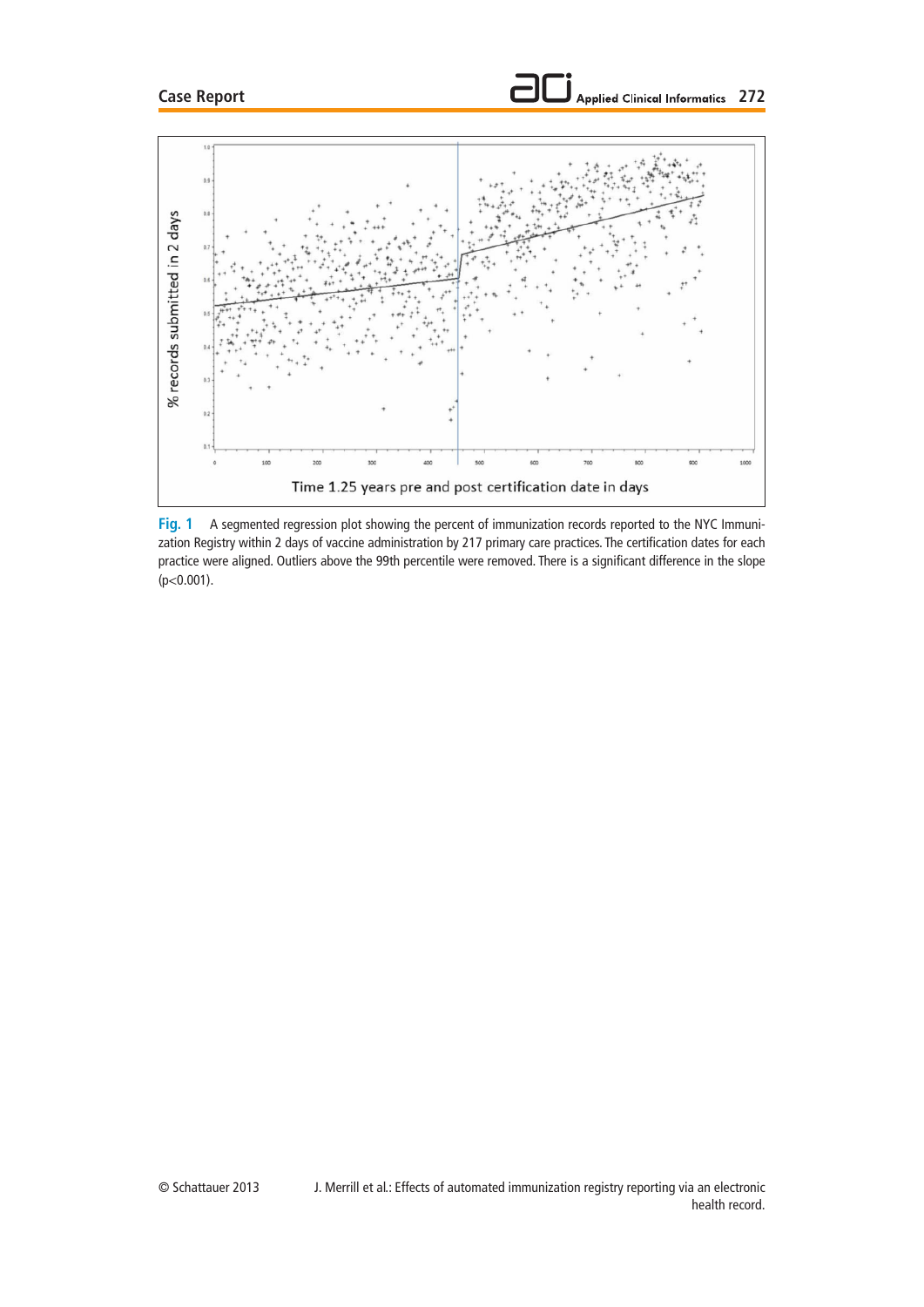Fig. 1 A segmented regression plot showing the percent of immunization records reported to the NYC Immunization Registry within 2 days of vaccine administration by 217 primary care practices. The certification dates for each practice were aligned. Outliers above the 99th percentile were removed. There is a significant difference in the slope ($p<0.001$).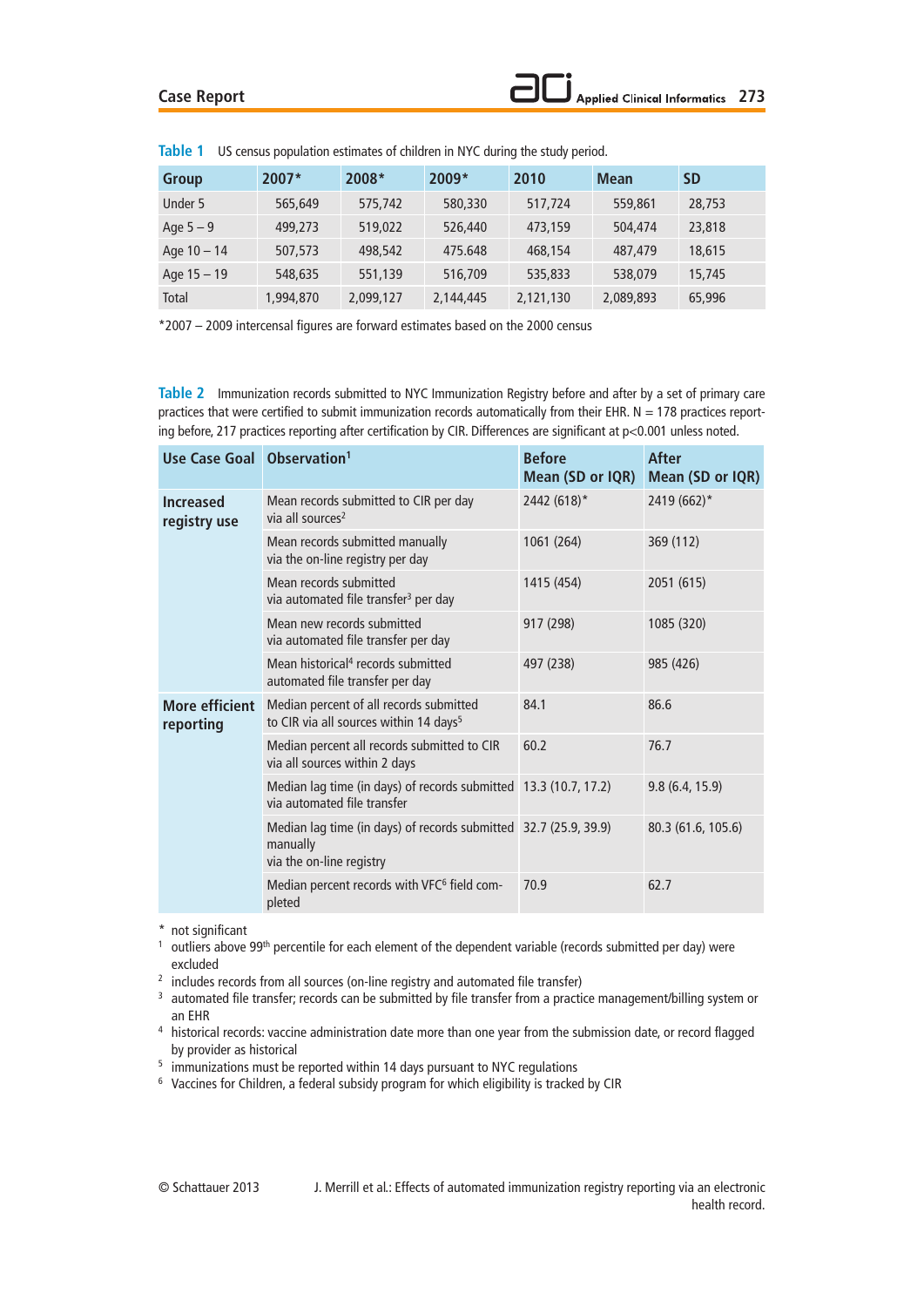**Table 1** US census population estimates of children in NYC during the study period.

| Group | 2007* | 2008* | 2009* | 2010 | Mean | SD |
|---|---|---|---|---|---|---|
| Under 5 | 565,649 | 575,742 | 580,330 | 517,724 | 559,861 | 28,753 |
| Age 5 – 9 | 499,273 | 519,022 | 526,440 | 473,159 | 504,474 | 23,818 |
| Age 10 – 14 | 507,573 | 498,542 | 475.648 | 468,154 | 487,479 | 18,615 |
| Age 15 – 19 | 548,635 | 551,139 | 516,709 | 535,833 | 538,079 | 15,745 |
| Total | 1,994,870 | 2,099,127 | 2,144,445 | 2,121,130 | 2,089,893 | 65,996 |

*2007 – 2009 intercensal figures are forward estimates based on the 2000 census

**Table 2** Immunization records submitted to NYC Immunization Registry before and after by a set of primary care practices that were certified to submit immunization records automatically from their EHR. N = 178 practices reporting before, 217 practices reporting after certification by CIR. Differences are significant at p<0.001 unless noted.

| Use Case Goal | Observation[1] | Before Mean (SD or IQR) | After Mean (SD or IQR) |
|---|---|---|---|
| Increased registry use | Mean records submitted to CIR per day via all sources[2] | 2442 (618)* | 2419 (662)* |
| | Mean records submitted manually via the on-line registry per day | 1061 (264) | 369 (112) |
| | Mean records submitted via automated file transfer[3] per day | 1415 (454) | 2051 (615) |
| | Mean new records submitted via automated file transfer per day | 917 (298) | 1085 (320) |
| | Mean historical[4] records submitted automated file transfer per day | 497 (238) | 985 (426) |
| More efficient reporting | Median percent of all records submitted to CIR via all sources within 14 days[5] | 84.1 | 86.6 |
| | Median percent all records submitted to CIR via all sources within 2 days | 60.2 | 76.7 |
| | Median lag time (in days) of records submitted via automated file transfer | 13.3 (10.7, 17.2) | 9.8 (6.4, 15.9) |
| | Median lag time (in days) of records submitted manually via the on-line registry | 32.7 (25.9, 39.9) | 80.3 (61.6, 105.6) |
| | Median percent records with VFC[6] field completed | 70.9 | 62.7 |

\* not significant

[1] outliers above 99th percentile for each element of the dependent variable (records submitted per day) were excluded

[2] includes records from all sources (on-line registry and automated file transfer)

[3] automated file transfer; records can be submitted by file transfer from a practice management/billing system or an EHR

[4] historical records: vaccine administration date more than one year from the submission date, or record flagged by provider as historical

[5] immunizations must be reported within 14 days pursuant to NYC regulations

[6] Vaccines for Children, a federal subsidy program for which eligibility is tracked by CIR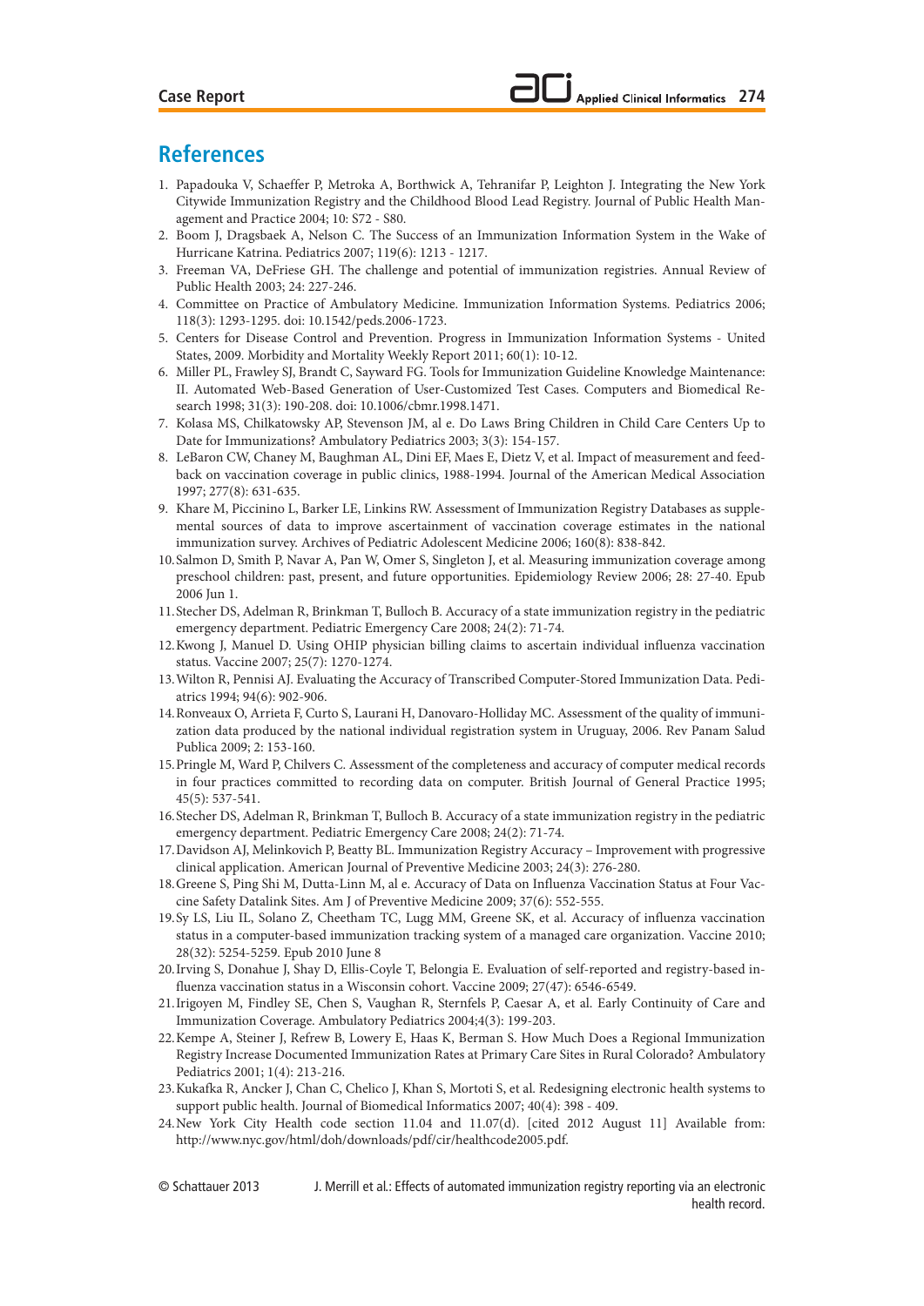## References

1. Papadouka V, Schaeffer P, Metroka A, Borthwick A, Tehranifar P, Leighton J. Integrating the New York Citywide Immunization Registry and the Childhood Blood Lead Registry. Journal of Public Health Management and Practice 2004; 10: S72 - S80.
2. Boom J, Dragsbaek A, Nelson C. The Success of an Immunization Information System in the Wake of Hurricane Katrina. Pediatrics 2007; 119(6): 1213 - 1217.
3. Freeman VA, DeFriese GH. The challenge and potential of immunization registries. Annual Review of Public Health 2003; 24: 227-246.
4. Committee on Practice of Ambulatory Medicine. Immunization Information Systems. Pediatrics 2006; 118(3): 1293-1295. doi: 10.1542/peds.2006-1723.
5. Centers for Disease Control and Prevention. Progress in Immunization Information Systems - United States, 2009. Morbidity and Mortality Weekly Report 2011; 60(1): 10-12.
6. Miller PL, Frawley SJ, Brandt C, Sayward FG. Tools for Immunization Guideline Knowledge Maintenance: II. Automated Web-Based Generation of User-Customized Test Cases. Computers and Biomedical Research 1998; 31(3): 190-208. doi: 10.1006/cbmr.1998.1471.
7. Kolasa MS, Chilkatowsky AP, Stevenson JM, al e. Do Laws Bring Children in Child Care Centers Up to Date for Immunizations? Ambulatory Pediatrics 2003; 3(3): 154-157.
8. LeBaron CW, Chaney M, Baughman AL, Dini EF, Maes E, Dietz V, et al. Impact of measurement and feedback on vaccination coverage in public clinics, 1988-1994. Journal of the American Medical Association 1997; 277(8): 631-635.
9. Khare M, Piccinino L, Barker LE, Linkins RW. Assessment of Immunization Registry Databases as supplemental sources of data to improve ascertainment of vaccination coverage estimates in the national immunization survey. Archives of Pediatric Adolescent Medicine 2006; 160(8): 838-842.
10. Salmon D, Smith P, Navar A, Pan W, Omer S, Singleton J, et al. Measuring immunization coverage among preschool children: past, present, and future opportunities. Epidemiology Review 2006; 28: 27-40. Epub 2006 Jun 1.
11. Stecher DS, Adelman R, Brinkman T, Bulloch B. Accuracy of a state immunization registry in the pediatric emergency department. Pediatric Emergency Care 2008; 24(2): 71-74.
12. Kwong J, Manuel D. Using OHIP physician billing claims to ascertain individual influenza vaccination status. Vaccine 2007; 25(7): 1270-1274.
13. Wilton R, Pennisi AJ. Evaluating the Accuracy of Transcribed Computer-Stored Immunization Data. Pediatrics 1994; 94(6): 902-906.
14. Ronveaux O, Arrieta F, Curto S, Laurani H, Danovaro-Holliday MC. Assessment of the quality of immunization data produced by the national individual registration system in Uruguay, 2006. Rev Panam Salud Publica 2009; 2: 153-160.
15. Pringle M, Ward P, Chilvers C. Assessment of the completeness and accuracy of computer medical records in four practices committed to recording data on computer. British Journal of General Practice 1995; 45(5): 537-541.
16. Stecher DS, Adelman R, Brinkman T, Bulloch B. Accuracy of a state immunization registry in the pediatric emergency department. Pediatric Emergency Care 2008; 24(2): 71-74.
17. Davidson AJ, Melinkovich P, Beatty BL. Immunization Registry Accuracy – Improvement with progressive clinical application. American Journal of Preventive Medicine 2003; 24(3): 276-280.
18. Greene S, Ping Shi M, Dutta-Linn M, al e. Accuracy of Data on Influenza Vaccination Status at Four Vaccine Safety Datalink Sites. Am J of Preventive Medicine 2009; 37(6): 552-555.
19. Sy LS, Liu IL, Solano Z, Cheetham TC, Lugg MM, Greene SK, et al. Accuracy of influenza vaccination status in a computer-based immunization tracking system of a managed care organization. Vaccine 2010; 28(32): 5254-5259. Epub 2010 June 8
20. Irving S, Donahue J, Shay D, Ellis-Coyle T, Belongia E. Evaluation of self-reported and registry-based influenza vaccination status in a Wisconsin cohort. Vaccine 2009; 27(47): 6546-6549.
21. Irigoyen M, Findley SE, Chen S, Vaughan R, Sternfels P, Caesar A, et al. Early Continuity of Care and Immunization Coverage. Ambulatory Pediatrics 2004;4(3): 199-203.
22. Kempe A, Steiner J, Refrew B, Lowery E, Haas K, Berman S. How Much Does a Regional Immunization Registry Increase Documented Immunization Rates at Primary Care Sites in Rural Colorado? Ambulatory Pediatrics 2001; 1(4): 213-216.
23. Kukafka R, Ancker J, Chan C, Chelico J, Khan S, Mortoti S, et al. Redesigning electronic health systems to support public health. Journal of Biomedical Informatics 2007; 40(4): 398 - 409.
24. New York City Health code section 11.04 and 11.07(d). [cited 2012 August 11] Available from: http://www.nyc.gov/html/doh/downloads/pdf/cir/healthcode2005.pdf.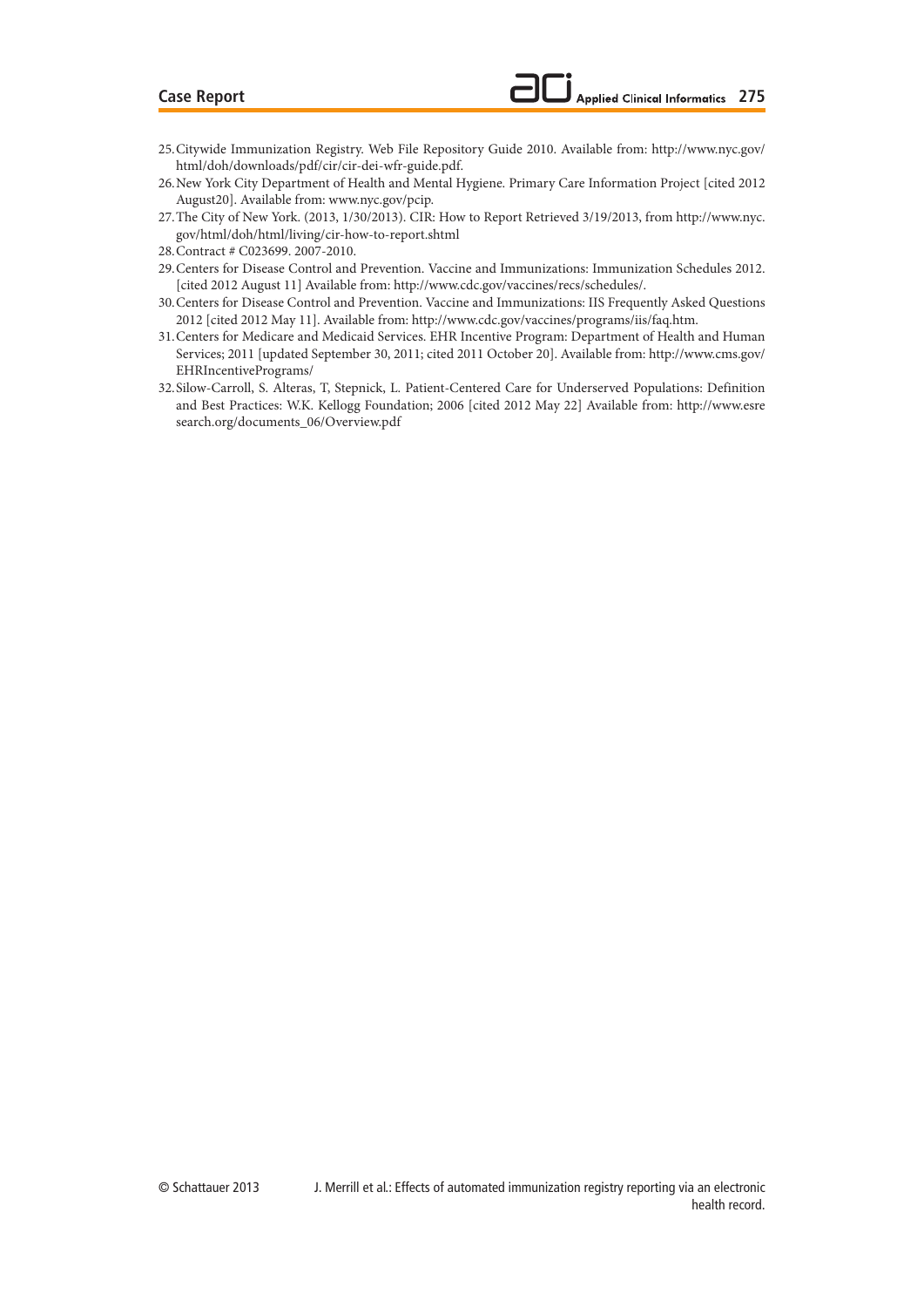25. Citywide Immunization Registry. Web File Repository Guide 2010. Available from: http://www.nyc.gov/html/doh/downloads/pdf/cir/cir-dei-wfr-guide.pdf.
26. New York City Department of Health and Mental Hygiene. Primary Care Information Project [cited 2012 August20]. Available from: www.nyc.gov/pcip.
27. The City of New York. (2013, 1/30/2013). CIR: How to Report Retrieved 3/19/2013, from http://www.nyc.gov/html/doh/html/living/cir-how-to-report.shtml
28. Contract # C023699. 2007-2010.
29. Centers for Disease Control and Prevention. Vaccine and Immunizations: Immunization Schedules 2012. [cited 2012 August 11] Available from: http://www.cdc.gov/vaccines/recs/schedules/.
30. Centers for Disease Control and Prevention. Vaccine and Immunizations: IIS Frequently Asked Questions 2012 [cited 2012 May 11]. Available from: http://www.cdc.gov/vaccines/programs/iis/faq.htm.
31. Centers for Medicare and Medicaid Services. EHR Incentive Program: Department of Health and Human Services; 2011 [updated September 30, 2011; cited 2011 October 20]. Available from: http://www.cms.gov/EHRIncentivePrograms/
32. Silow-Carroll, S. Alteras, T, Stepnick, L. Patient-Centered Care for Underserved Populations: Definition and Best Practices: W.K. Kellogg Foundation; 2006 [cited 2012 May 22] Available from: http://www.esresearch.org/documents_06/Overview.pdf